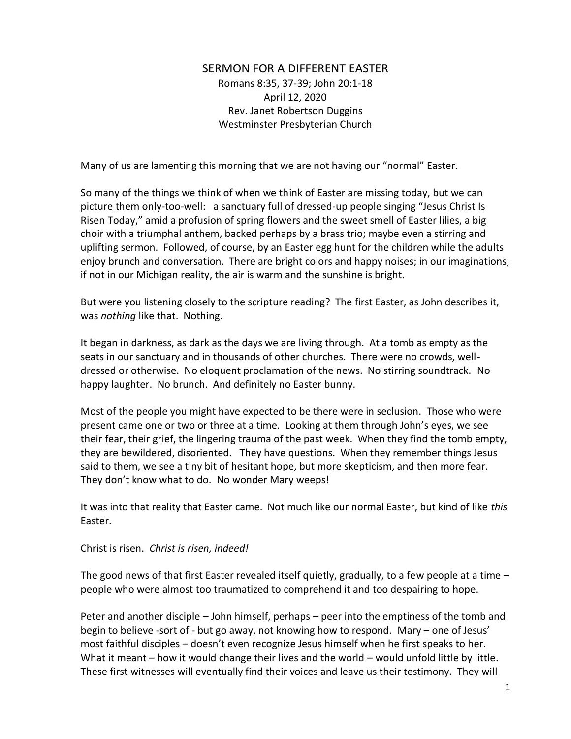# SERMON FOR A DIFFERENT EASTER

Romans 8:35, 37-39; John 20:1-18
April 12, 2020
Rev. Janet Robertson Duggins
Westminster Presbyterian Church

Many of us are lamenting this morning that we are not having our "normal" Easter.

So many of the things we think of when we think of Easter are missing today, but we can picture them only-too-well: a sanctuary full of dressed-up people singing "Jesus Christ Is Risen Today," amid a profusion of spring flowers and the sweet smell of Easter lilies, a big choir with a triumphal anthem, backed perhaps by a brass trio; maybe even a stirring and uplifting sermon. Followed, of course, by an Easter egg hunt for the children while the adults enjoy brunch and conversation. There are bright colors and happy noises; in our imaginations, if not in our Michigan reality, the air is warm and the sunshine is bright.

But were you listening closely to the scripture reading? The first Easter, as John describes it, was *nothing* like that. Nothing.

It began in darkness, as dark as the days we are living through. At a tomb as empty as the seats in our sanctuary and in thousands of other churches. There were no crowds, well-dressed or otherwise. No eloquent proclamation of the news. No stirring soundtrack. No happy laughter. No brunch. And definitely no Easter bunny.

Most of the people you might have expected to be there were in seclusion. Those who were present came one or two or three at a time. Looking at them through John's eyes, we see their fear, their grief, the lingering trauma of the past week. When they find the tomb empty, they are bewildered, disoriented. They have questions. When they remember things Jesus said to them, we see a tiny bit of hesitant hope, but more skepticism, and then more fear. They don't know what to do. No wonder Mary weeps!

It was into that reality that Easter came. Not much like our normal Easter, but kind of like *this* Easter.

Christ is risen. *Christ is risen, indeed!*

The good news of that first Easter revealed itself quietly, gradually, to a few people at a time – people who were almost too traumatized to comprehend it and too despairing to hope.

Peter and another disciple – John himself, perhaps – peer into the emptiness of the tomb and begin to believe -sort of - but go away, not knowing how to respond. Mary – one of Jesus' most faithful disciples – doesn't even recognize Jesus himself when he first speaks to her. What it meant – how it would change their lives and the world – would unfold little by little. These first witnesses will eventually find their voices and leave us their testimony. They will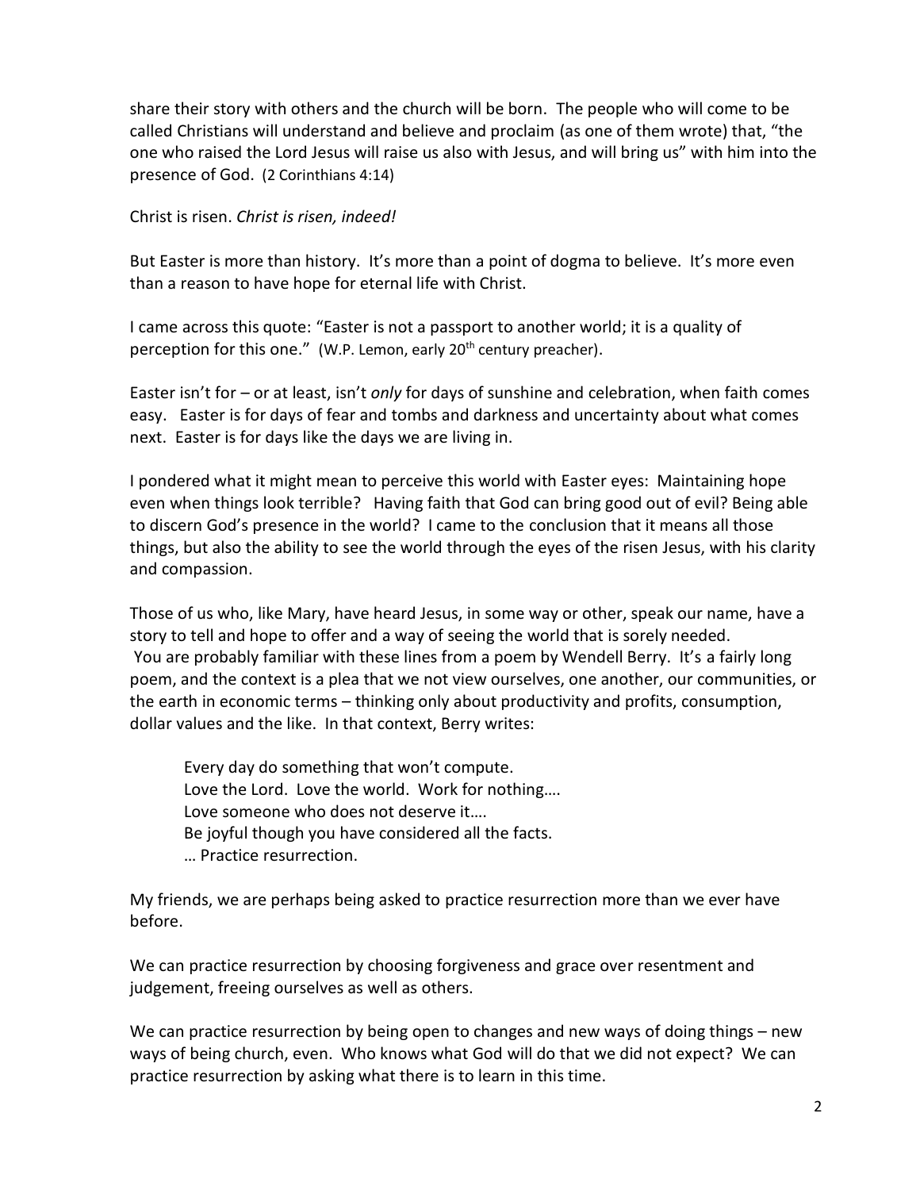share their story with others and the church will be born. The people who will come to be called Christians will understand and believe and proclaim (as one of them wrote) that, "the one who raised the Lord Jesus will raise us also with Jesus, and will bring us" with him into the presence of God. (2 Corinthians 4:14)

Christ is risen. *Christ is risen, indeed!*

But Easter is more than history. It's more than a point of dogma to believe. It's more even than a reason to have hope for eternal life with Christ.

I came across this quote: "Easter is not a passport to another world; it is a quality of perception for this one." (W.P. Lemon, early 20th century preacher).

Easter isn't for – or at least, isn't *only* for days of sunshine and celebration, when faith comes easy. Easter is for days of fear and tombs and darkness and uncertainty about what comes next. Easter is for days like the days we are living in.

I pondered what it might mean to perceive this world with Easter eyes: Maintaining hope even when things look terrible? Having faith that God can bring good out of evil? Being able to discern God's presence in the world? I came to the conclusion that it means all those things, but also the ability to see the world through the eyes of the risen Jesus, with his clarity and compassion.

Those of us who, like Mary, have heard Jesus, in some way or other, speak our name, have a story to tell and hope to offer and a way of seeing the world that is sorely needed. You are probably familiar with these lines from a poem by Wendell Berry. It's a fairly long poem, and the context is a plea that we not view ourselves, one another, our communities, or the earth in economic terms – thinking only about productivity and profits, consumption, dollar values and the like. In that context, Berry writes:

> Every day do something that won't compute.
> Love the Lord. Love the world. Work for nothing….
> Love someone who does not deserve it….
> Be joyful though you have considered all the facts.
> … Practice resurrection.

My friends, we are perhaps being asked to practice resurrection more than we ever have before.

We can practice resurrection by choosing forgiveness and grace over resentment and judgement, freeing ourselves as well as others.

We can practice resurrection by being open to changes and new ways of doing things – new ways of being church, even. Who knows what God will do that we did not expect? We can practice resurrection by asking what there is to learn in this time.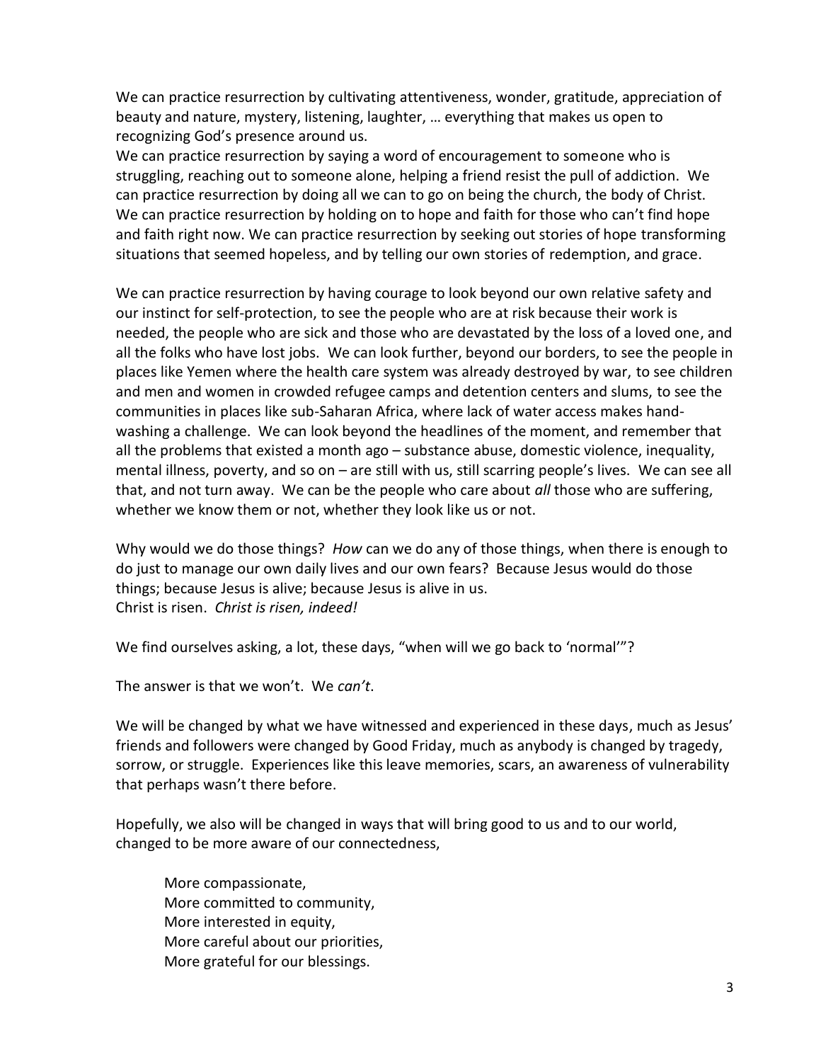We can practice resurrection by cultivating attentiveness, wonder, gratitude, appreciation of beauty and nature, mystery, listening, laughter, … everything that makes us open to recognizing God's presence around us.
We can practice resurrection by saying a word of encouragement to someone who is struggling, reaching out to someone alone, helping a friend resist the pull of addiction. We can practice resurrection by doing all we can to go on being the church, the body of Christ. We can practice resurrection by holding on to hope and faith for those who can't find hope and faith right now. We can practice resurrection by seeking out stories of hope transforming situations that seemed hopeless, and by telling our own stories of redemption, and grace.

We can practice resurrection by having courage to look beyond our own relative safety and our instinct for self-protection, to see the people who are at risk because their work is needed, the people who are sick and those who are devastated by the loss of a loved one, and all the folks who have lost jobs. We can look further, beyond our borders, to see the people in places like Yemen where the health care system was already destroyed by war, to see children and men and women in crowded refugee camps and detention centers and slums, to see the communities in places like sub-Saharan Africa, where lack of water access makes hand-washing a challenge. We can look beyond the headlines of the moment, and remember that all the problems that existed a month ago – substance abuse, domestic violence, inequality, mental illness, poverty, and so on – are still with us, still scarring people's lives. We can see all that, and not turn away. We can be the people who care about *all* those who are suffering, whether we know them or not, whether they look like us or not.

Why would we do those things? *How* can we do any of those things, when there is enough to do just to manage our own daily lives and our own fears? Because Jesus would do those things; because Jesus is alive; because Jesus is alive in us.
Christ is risen. *Christ is risen, indeed!*

We find ourselves asking, a lot, these days, "when will we go back to 'normal'"?

The answer is that we won't. We *can't*.

We will be changed by what we have witnessed and experienced in these days, much as Jesus' friends and followers were changed by Good Friday, much as anybody is changed by tragedy, sorrow, or struggle. Experiences like this leave memories, scars, an awareness of vulnerability that perhaps wasn't there before.

Hopefully, we also will be changed in ways that will bring good to us and to our world, changed to be more aware of our connectedness,

> More compassionate,
> More committed to community,
> More interested in equity,
> More careful about our priorities,
> More grateful for our blessings.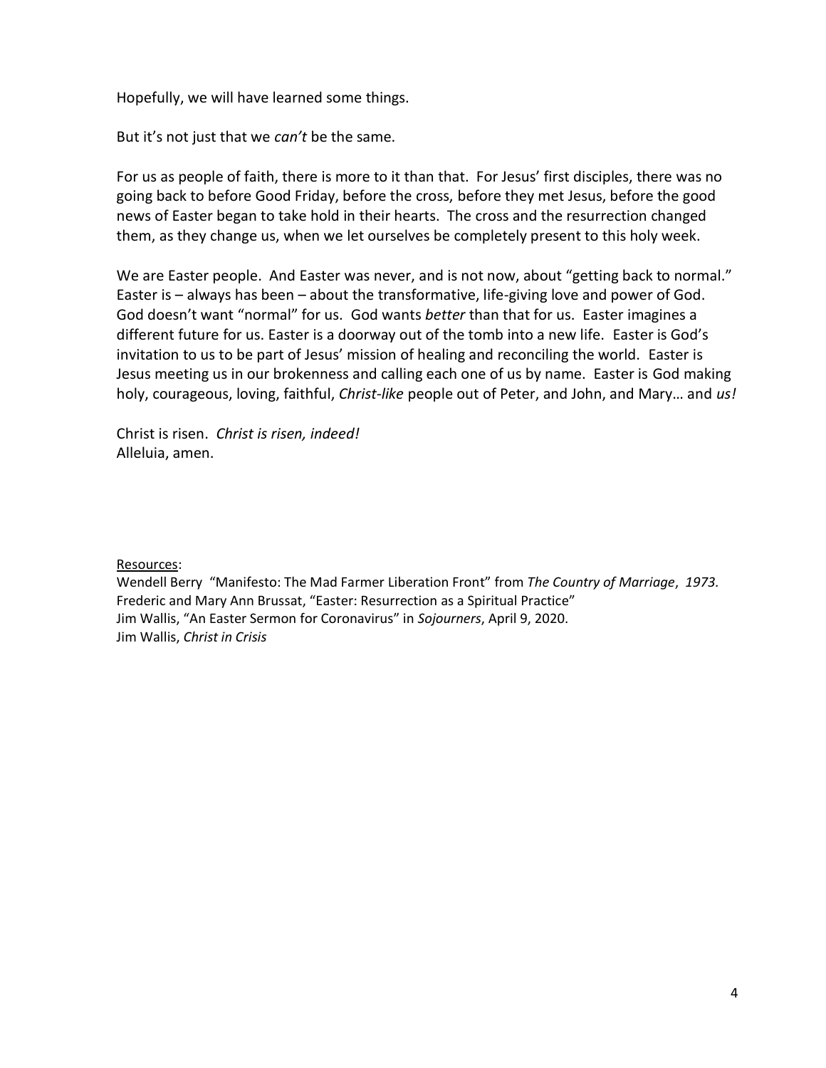Hopefully, we will have learned some things.

But it's not just that we *can't* be the same.

For us as people of faith, there is more to it than that. For Jesus' first disciples, there was no going back to before Good Friday, before the cross, before they met Jesus, before the good news of Easter began to take hold in their hearts. The cross and the resurrection changed them, as they change us, when we let ourselves be completely present to this holy week.

We are Easter people. And Easter was never, and is not now, about "getting back to normal." Easter is – always has been – about the transformative, life-giving love and power of God. God doesn't want "normal" for us. God wants *better* than that for us. Easter imagines a different future for us. Easter is a doorway out of the tomb into a new life. Easter is God's invitation to us to be part of Jesus' mission of healing and reconciling the world. Easter is Jesus meeting us in our brokenness and calling each one of us by name. Easter is God making holy, courageous, loving, faithful, *Christ-like* people out of Peter, and John, and Mary… and *us!*

Christ is risen. *Christ is risen, indeed!*
Alleluia, amen.

Resources:
Wendell Berry "Manifesto: The Mad Farmer Liberation Front" from *The Country of Marriage*, *1973.*
Frederic and Mary Ann Brussat, "Easter: Resurrection as a Spiritual Practice"
Jim Wallis, "An Easter Sermon for Coronavirus" in *Sojourners*, April 9, 2020.
Jim Wallis, *Christ in Crisis*